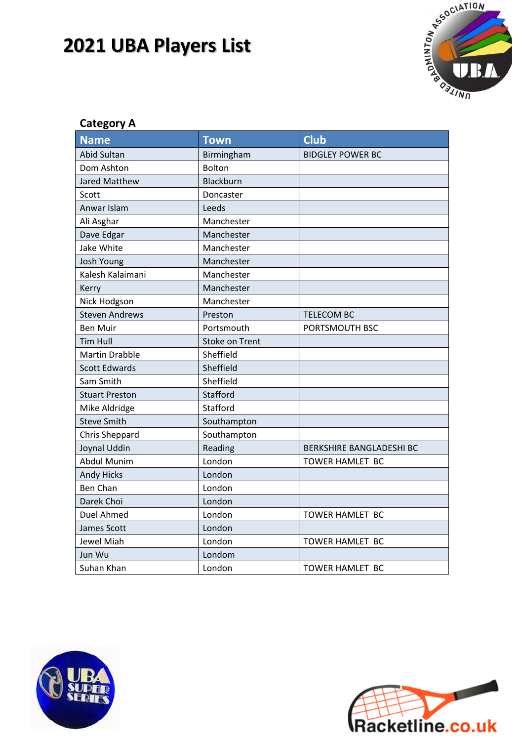# 2021 UBA Players List

## Category A

| Name | Town | Club |
|---|---|---|
| Abid Sultan | Birmingham | BIDGLEY POWER BC |
| Dom Ashton | Bolton | |
| Jared Matthew | Blackburn | |
| Scott | Doncaster | |
| Anwar Islam | Leeds | |
| Ali Asghar | Manchester | |
| Dave Edgar | Manchester | |
| Jake White | Manchester | |
| Josh Young | Manchester | |
| Kalesh Kalaimani | Manchester | |
| Kerry | Manchester | |
| Nick Hodgson | Manchester | |
| Steven Andrews | Preston | TELECOM BC |
| Ben Muir | Portsmouth | PORTSMOUTH BSC |
| Tim Hull | Stoke on Trent | |
| Martin Drabble | Sheffield | |
| Scott Edwards | Sheffield | |
| Sam Smith | Sheffield | |
| Stuart Preston | Stafford | |
| Mike Aldridge | Stafford | |
| Steve Smith | Southampton | |
| Chris Sheppard | Southampton | |
| Joynal Uddin | Reading | BERKSHIRE BANGLADESHI BC |
| Abdul Munim | London | TOWER HAMLET BC |
| Andy Hicks | London | |
| Ben Chan | London | |
| Darek Choi | London | |
| Duel Ahmed | London | TOWER HAMLET BC |
| James Scott | London | |
| Jewel Miah | London | TOWER HAMLET BC |
| Jun Wu | Londom | |
| Suhan Khan | London | TOWER HAMLET BC |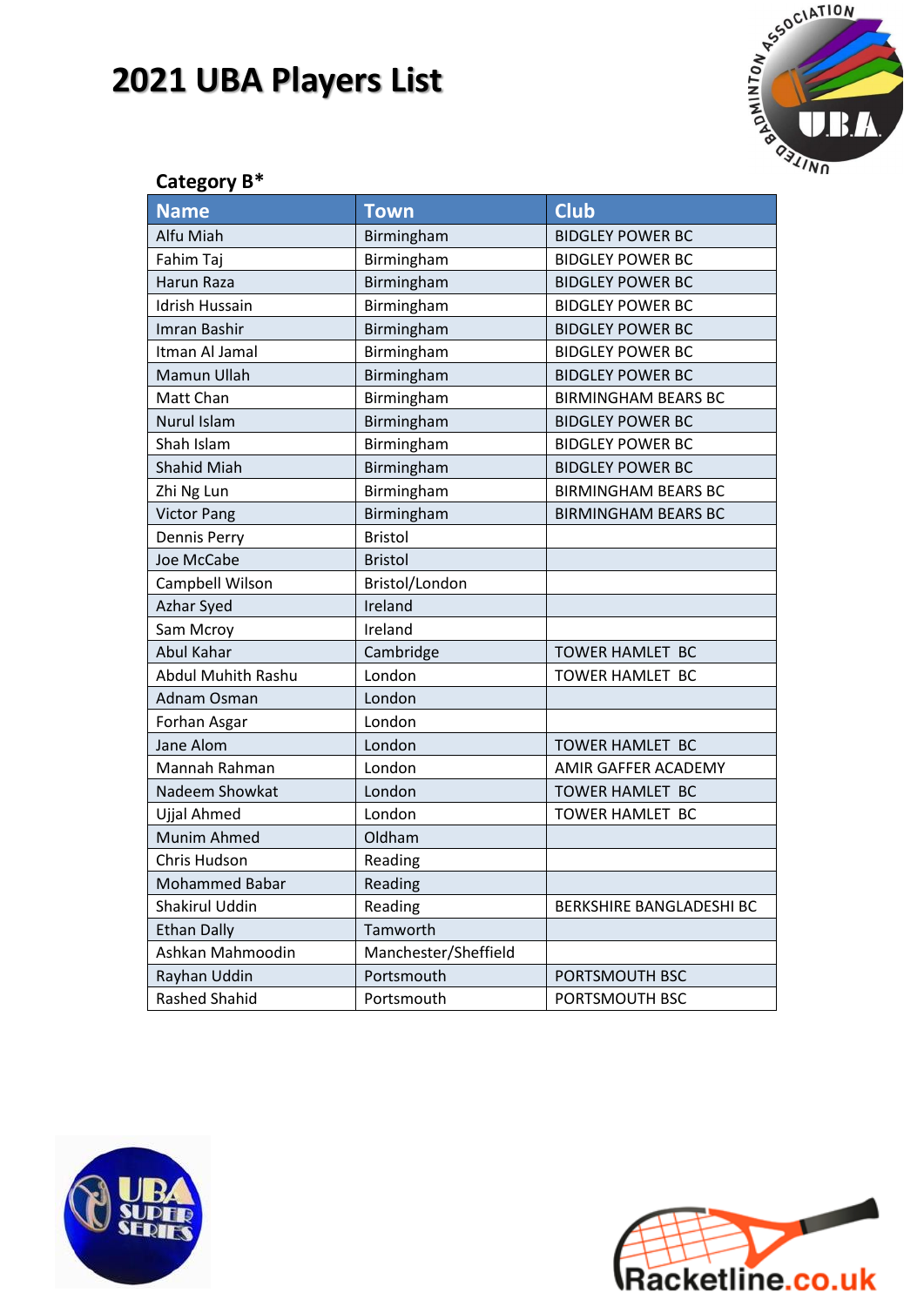# 2021 UBA Players List

### Category B*

| Name | Town | Club |
|---|---|---|
| Alfu Miah | Birmingham | BIDGLEY POWER BC |
| Fahim Taj | Birmingham | BIDGLEY POWER BC |
| Harun Raza | Birmingham | BIDGLEY POWER BC |
| Idrish Hussain | Birmingham | BIDGLEY POWER BC |
| Imran Bashir | Birmingham | BIDGLEY POWER BC |
| Itman Al Jamal | Birmingham | BIDGLEY POWER BC |
| Mamun Ullah | Birmingham | BIDGLEY POWER BC |
| Matt Chan | Birmingham | BIRMINGHAM BEARS BC |
| Nurul Islam | Birmingham | BIDGLEY POWER BC |
| Shah Islam | Birmingham | BIDGLEY POWER BC |
| Shahid Miah | Birmingham | BIDGLEY POWER BC |
| Zhi Ng Lun | Birmingham | BIRMINGHAM BEARS BC |
| Victor Pang | Birmingham | BIRMINGHAM BEARS BC |
| Dennis Perry | Bristol | |
| Joe McCabe | Bristol | |
| Campbell Wilson | Bristol/London | |
| Azhar Syed | Ireland | |
| Sam Mcroy | Ireland | |
| Abul Kahar | Cambridge | TOWER HAMLET BC |
| Abdul Muhith Rashu | London | TOWER HAMLET BC |
| Adnam Osman | London | |
| Forhan Asgar | London | |
| Jane Alom | London | TOWER HAMLET BC |
| Mannah Rahman | London | AMIR GAFFER ACADEMY |
| Nadeem Showkat | London | TOWER HAMLET BC |
| Ujjal Ahmed | London | TOWER HAMLET BC |
| Munim Ahmed | Oldham | |
| Chris Hudson | Reading | |
| Mohammed Babar | Reading | |
| Shakirul Uddin | Reading | BERKSHIRE BANGLADESHI BC |
| Ethan Dally | Tamworth | |
| Ashkan Mahmoodin | Manchester/Sheffield | |
| Rayhan Uddin | Portsmouth | PORTSMOUTH BSC |
| Rashed Shahid | Portsmouth | PORTSMOUTH BSC |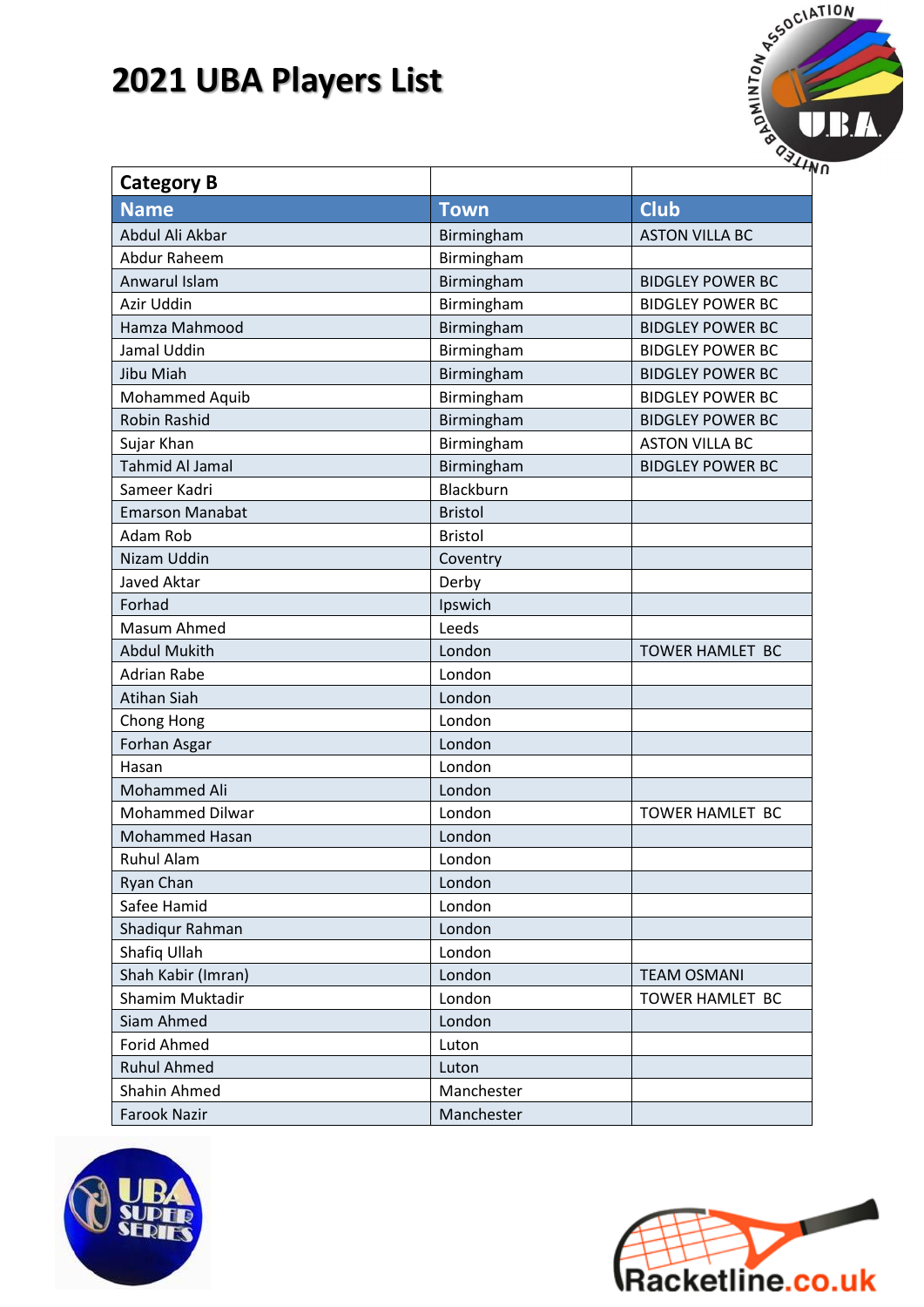# 2021 UBA Players List

| Category B | | |
|---|---|---|
| **Name** | **Town** | **Club** |
| Abdul Ali Akbar | Birmingham | ASTON VILLA BC |
| Abdur Raheem | Birmingham | |
| Anwarul Islam | Birmingham | BIDGLEY POWER BC |
| Azir Uddin | Birmingham | BIDGLEY POWER BC |
| Hamza Mahmood | Birmingham | BIDGLEY POWER BC |
| Jamal Uddin | Birmingham | BIDGLEY POWER BC |
| Jibu Miah | Birmingham | BIDGLEY POWER BC |
| Mohammed Aquib | Birmingham | BIDGLEY POWER BC |
| Robin Rashid | Birmingham | BIDGLEY POWER BC |
| Sujar Khan | Birmingham | ASTON VILLA BC |
| Tahmid Al Jamal | Birmingham | BIDGLEY POWER BC |
| Sameer Kadri | Blackburn | |
| Emarson Manabat | Bristol | |
| Adam Rob | Bristol | |
| Nizam Uddin | Coventry | |
| Javed Aktar | Derby | |
| Forhad | Ipswich | |
| Masum Ahmed | Leeds | |
| Abdul Mukith | London | TOWER HAMLET BC |
| Adrian Rabe | London | |
| Atihan Siah | London | |
| Chong Hong | London | |
| Forhan Asgar | London | |
| Hasan | London | |
| Mohammed Ali | London | |
| Mohammed Dilwar | London | TOWER HAMLET BC |
| Mohammed Hasan | London | |
| Ruhul Alam | London | |
| Ryan Chan | London | |
| Safee Hamid | London | |
| Shadiqur Rahman | London | |
| Shafiq Ullah | London | |
| Shah Kabir (Imran) | London | TEAM OSMANI |
| Shamim Muktadir | London | TOWER HAMLET BC |
| Siam Ahmed | London | |
| Forid Ahmed | Luton | |
| Ruhul Ahmed | Luton | |
| Shahin Ahmed | Manchester | |
| Farook Nazir | Manchester | |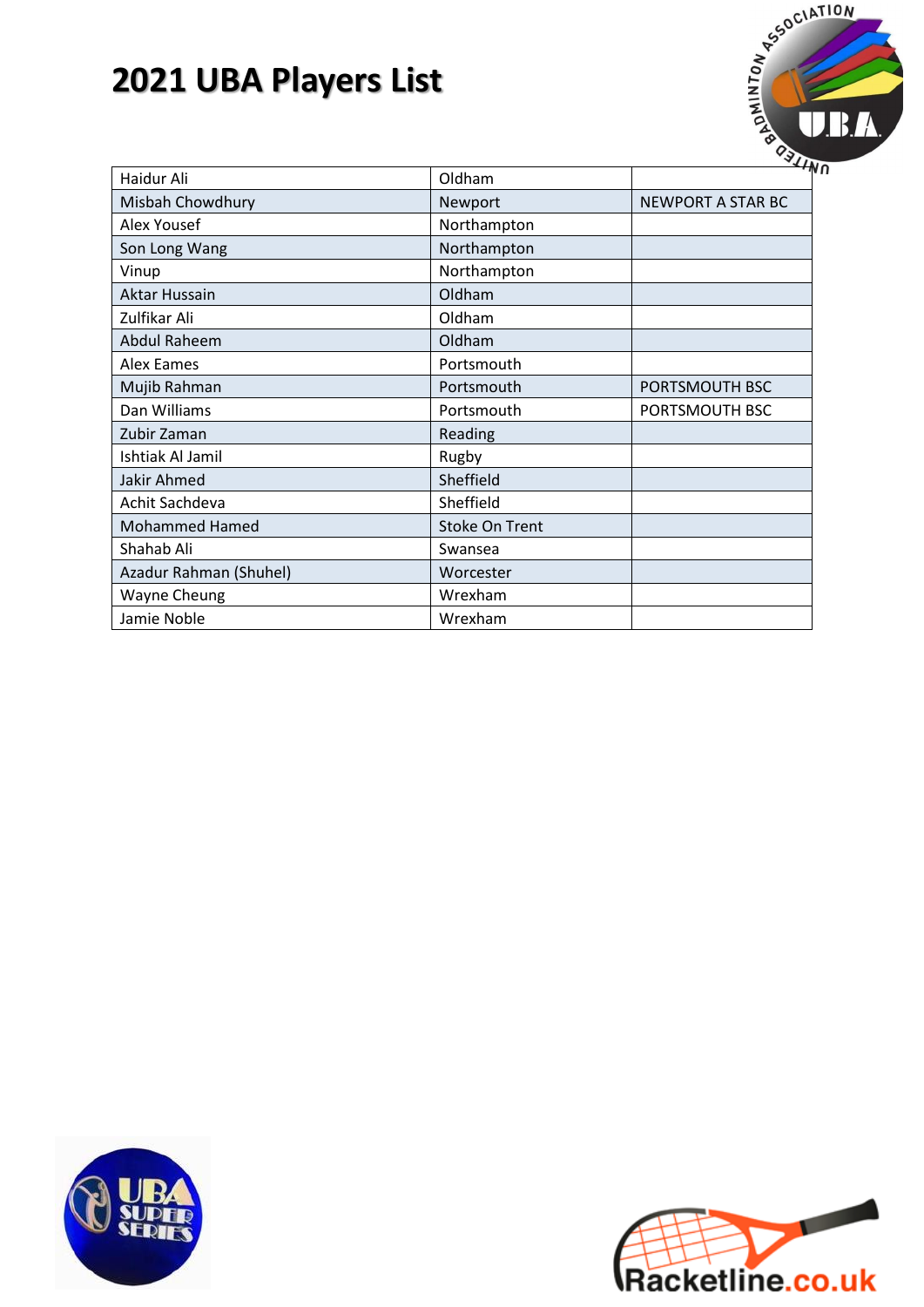# 2021 UBA Players List

| | | |
|---|---|---|
| Haidur Ali | Oldham | |
| Misbah Chowdhury | Newport | NEWPORT A STAR BC |
| Alex Yousef | Northampton | |
| Son Long Wang | Northampton | |
| Vinup | Northampton | |
| Aktar Hussain | Oldham | |
| Zulfikar Ali | Oldham | |
| Abdul Raheem | Oldham | |
| Alex Eames | Portsmouth | |
| Mujib Rahman | Portsmouth | PORTSMOUTH BSC |
| Dan Williams | Portsmouth | PORTSMOUTH BSC |
| Zubir Zaman | Reading | |
| Ishtiak Al Jamil | Rugby | |
| Jakir Ahmed | Sheffield | |
| Achit Sachdeva | Sheffield | |
| Mohammed Hamed | Stoke On Trent | |
| Shahab Ali | Swansea | |
| Azadur Rahman (Shuhel) | Worcester | |
| Wayne Cheung | Wrexham | |
| Jamie Noble | Wrexham | |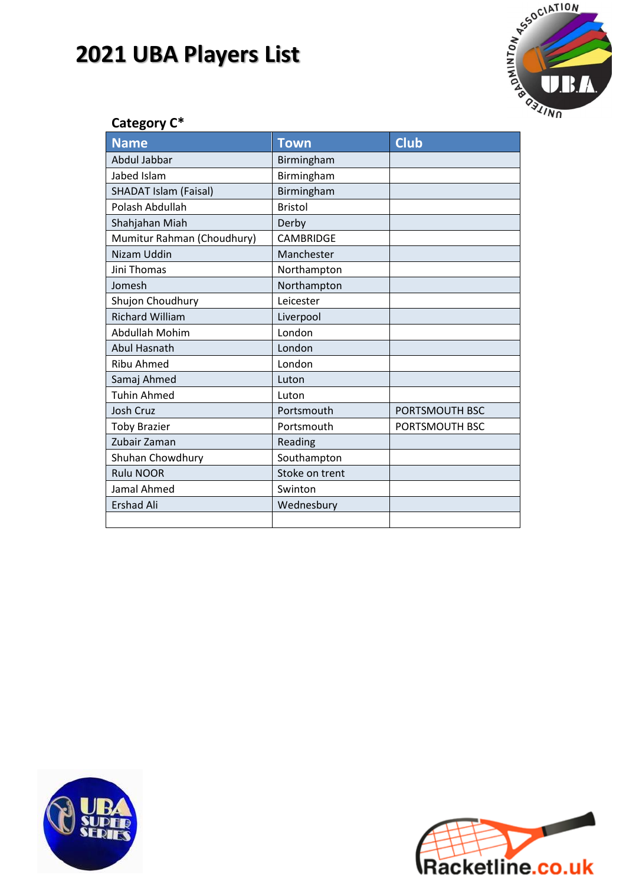# 2021 UBA Players List

### Category C*

| Name | Town | Club |
|---|---|---|
| Abdul Jabbar | Birmingham | |
| Jabed Islam | Birmingham | |
| SHADAT Islam (Faisal) | Birmingham | |
| Polash Abdullah | Bristol | |
| Shahjahan Miah | Derby | |
| Mumitur Rahman (Choudhury) | CAMBRIDGE | |
| Nizam Uddin | Manchester | |
| Jini Thomas | Northampton | |
| Jomesh | Northampton | |
| Shujon Choudhury | Leicester | |
| Richard William | Liverpool | |
| Abdullah Mohim | London | |
| Abul Hasnath | London | |
| Ribu Ahmed | London | |
| Samaj Ahmed | Luton | |
| Tuhin Ahmed | Luton | |
| Josh Cruz | Portsmouth | PORTSMOUTH BSC |
| Toby Brazier | Portsmouth | PORTSMOUTH BSC |
| Zubair Zaman | Reading | |
| Shuhan Chowdhury | Southampton | |
| Rulu NOOR | Stoke on trent | |
| Jamal Ahmed | Swinton | |
| Ershad Ali | Wednesbury | |
| | | |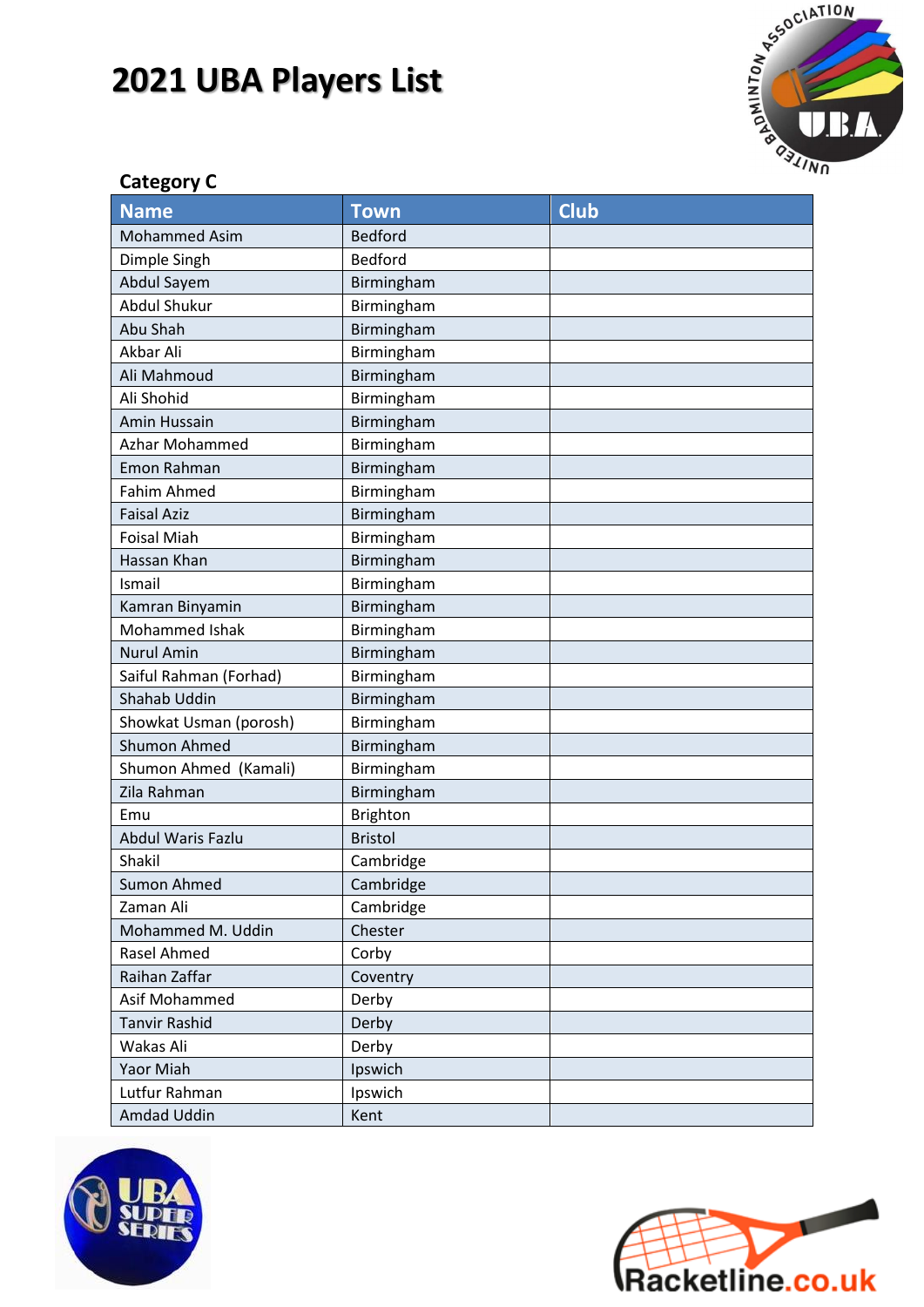# 2021 UBA Players List

## Category C

| Name | Town | Club |
|---|---|---|
| Mohammed Asim | Bedford | |
| Dimple Singh | Bedford | |
| Abdul Sayem | Birmingham | |
| Abdul Shukur | Birmingham | |
| Abu Shah | Birmingham | |
| Akbar Ali | Birmingham | |
| Ali Mahmoud | Birmingham | |
| Ali Shohid | Birmingham | |
| Amin Hussain | Birmingham | |
| Azhar Mohammed | Birmingham | |
| Emon Rahman | Birmingham | |
| Fahim Ahmed | Birmingham | |
| Faisal Aziz | Birmingham | |
| Foisal Miah | Birmingham | |
| Hassan Khan | Birmingham | |
| Ismail | Birmingham | |
| Kamran Binyamin | Birmingham | |
| Mohammed Ishak | Birmingham | |
| Nurul Amin | Birmingham | |
| Saiful Rahman (Forhad) | Birmingham | |
| Shahab Uddin | Birmingham | |
| Showkat Usman (porosh) | Birmingham | |
| Shumon Ahmed | Birmingham | |
| Shumon Ahmed (Kamali) | Birmingham | |
| Zila Rahman | Birmingham | |
| Emu | Brighton | |
| Abdul Waris Fazlu | Bristol | |
| Shakil | Cambridge | |
| Sumon Ahmed | Cambridge | |
| Zaman Ali | Cambridge | |
| Mohammed M. Uddin | Chester | |
| Rasel Ahmed | Corby | |
| Raihan Zaffar | Coventry | |
| Asif Mohammed | Derby | |
| Tanvir Rashid | Derby | |
| Wakas Ali | Derby | |
| Yaor Miah | Ipswich | |
| Lutfur Rahman | Ipswich | |
| Amdad Uddin | Kent | |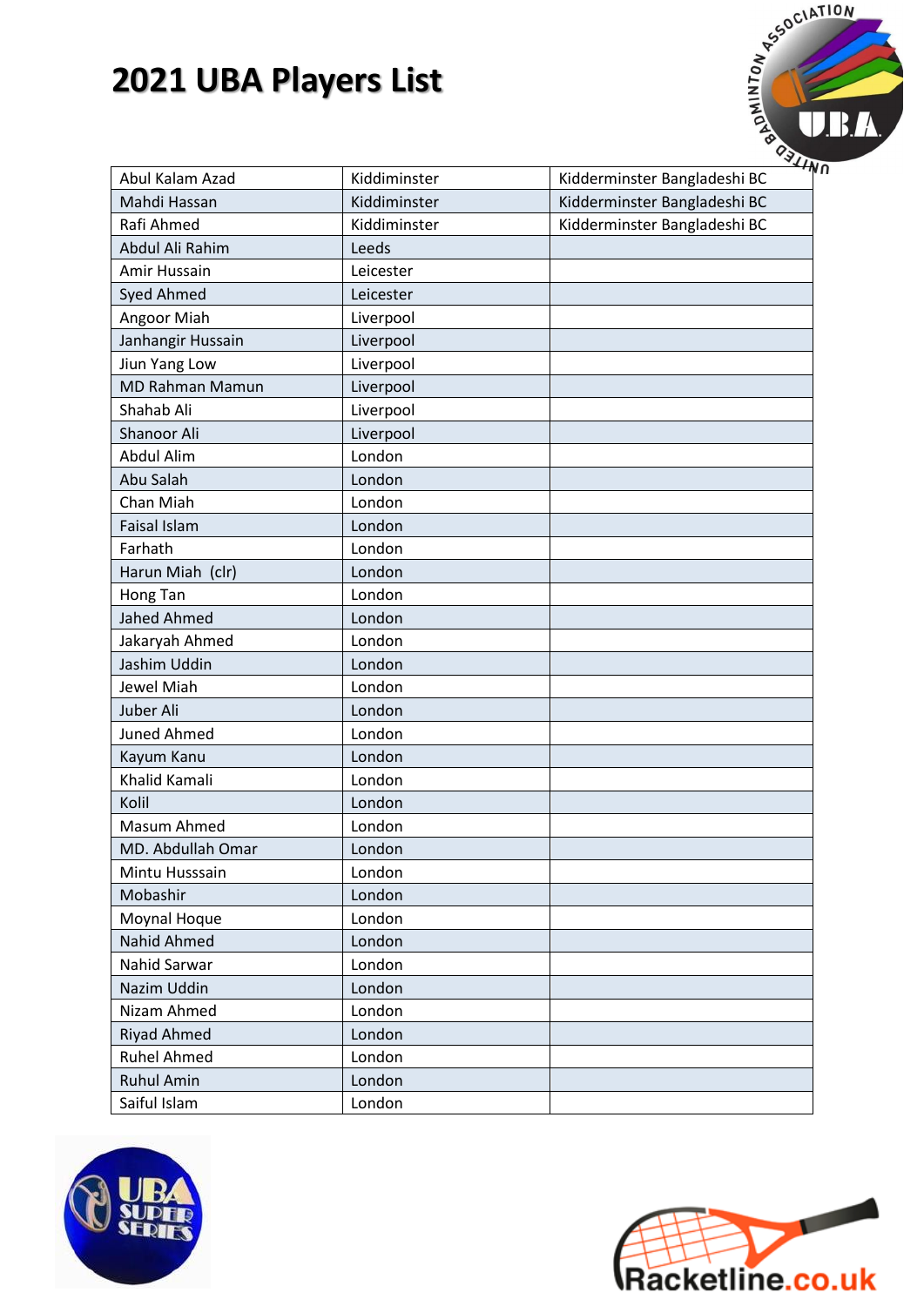# 2021 UBA Players List

| | | |
|---|---|---|
| Abul Kalam Azad | Kiddiminster | Kidderminster Bangladeshi BC |
| Mahdi Hassan | Kiddiminster | Kidderminster Bangladeshi BC |
| Rafi Ahmed | Kiddiminster | Kidderminster Bangladeshi BC |
| Abdul Ali Rahim | Leeds | |
| Amir Hussain | Leicester | |
| Syed Ahmed | Leicester | |
| Angoor Miah | Liverpool | |
| Janhangir Hussain | Liverpool | |
| Jiun Yang Low | Liverpool | |
| MD Rahman Mamun | Liverpool | |
| Shahab Ali | Liverpool | |
| Shanoor Ali | Liverpool | |
| Abdul Alim | London | |
| Abu Salah | London | |
| Chan Miah | London | |
| Faisal Islam | London | |
| Farhath | London | |
| Harun Miah (clr) | London | |
| Hong Tan | London | |
| Jahed Ahmed | London | |
| Jakaryah Ahmed | London | |
| Jashim Uddin | London | |
| Jewel Miah | London | |
| Juber Ali | London | |
| Juned Ahmed | London | |
| Kayum Kanu | London | |
| Khalid Kamali | London | |
| Kolil | London | |
| Masum Ahmed | London | |
| MD. Abdullah Omar | London | |
| Mintu Husssain | London | |
| Mobashir | London | |
| Moynal Hoque | London | |
| Nahid Ahmed | London | |
| Nahid Sarwar | London | |
| Nazim Uddin | London | |
| Nizam Ahmed | London | |
| Riyad Ahmed | London | |
| Ruhel Ahmed | London | |
| Ruhul Amin | London | |
| Saiful Islam | London | |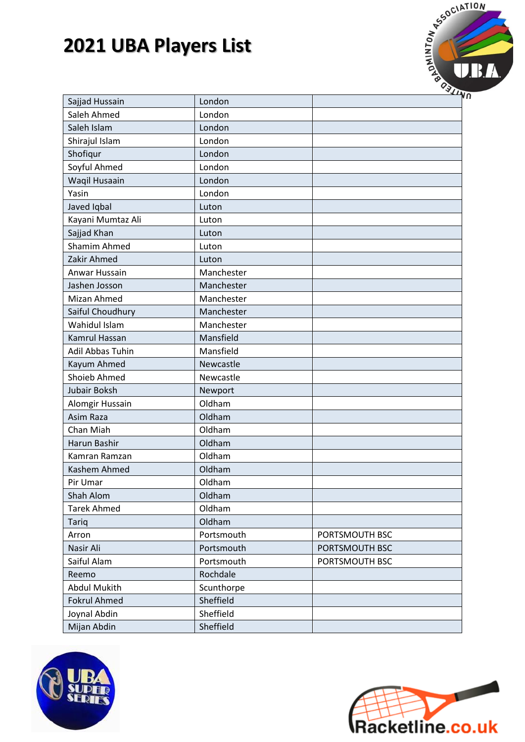# 2021 UBA Players List

| | | |
|---|---|---|
| Sajjad Hussain | London | |
| Saleh Ahmed | London | |
| Saleh Islam | London | |
| Shirajul Islam | London | |
| Shofiqur | London | |
| Soyful Ahmed | London | |
| Waqil Husaain | London | |
| Yasin | London | |
| Javed Iqbal | Luton | |
| Kayani Mumtaz Ali | Luton | |
| Sajjad Khan | Luton | |
| Shamim Ahmed | Luton | |
| Zakir Ahmed | Luton | |
| Anwar Hussain | Manchester | |
| Jashen Josson | Manchester | |
| Mizan Ahmed | Manchester | |
| Saiful Choudhury | Manchester | |
| Wahidul Islam | Manchester | |
| Kamrul Hassan | Mansfield | |
| Adil Abbas Tuhin | Mansfield | |
| Kayum Ahmed | Newcastle | |
| Shoieb Ahmed | Newcastle | |
| Jubair Boksh | Newport | |
| Alomgir Hussain | Oldham | |
| Asim Raza | Oldham | |
| Chan Miah | Oldham | |
| Harun Bashir | Oldham | |
| Kamran Ramzan | Oldham | |
| Kashem Ahmed | Oldham | |
| Pir Umar | Oldham | |
| Shah Alom | Oldham | |
| Tarek Ahmed | Oldham | |
| Tariq | Oldham | |
| Arron | Portsmouth | PORTSMOUTH BSC |
| Nasir Ali | Portsmouth | PORTSMOUTH BSC |
| Saiful Alam | Portsmouth | PORTSMOUTH BSC |
| Reemo | Rochdale | |
| Abdul Mukith | Scunthorpe | |
| Fokrul Ahmed | Sheffield | |
| Joynal Abdin | Sheffield | |
| Mijan Abdin | Sheffield | |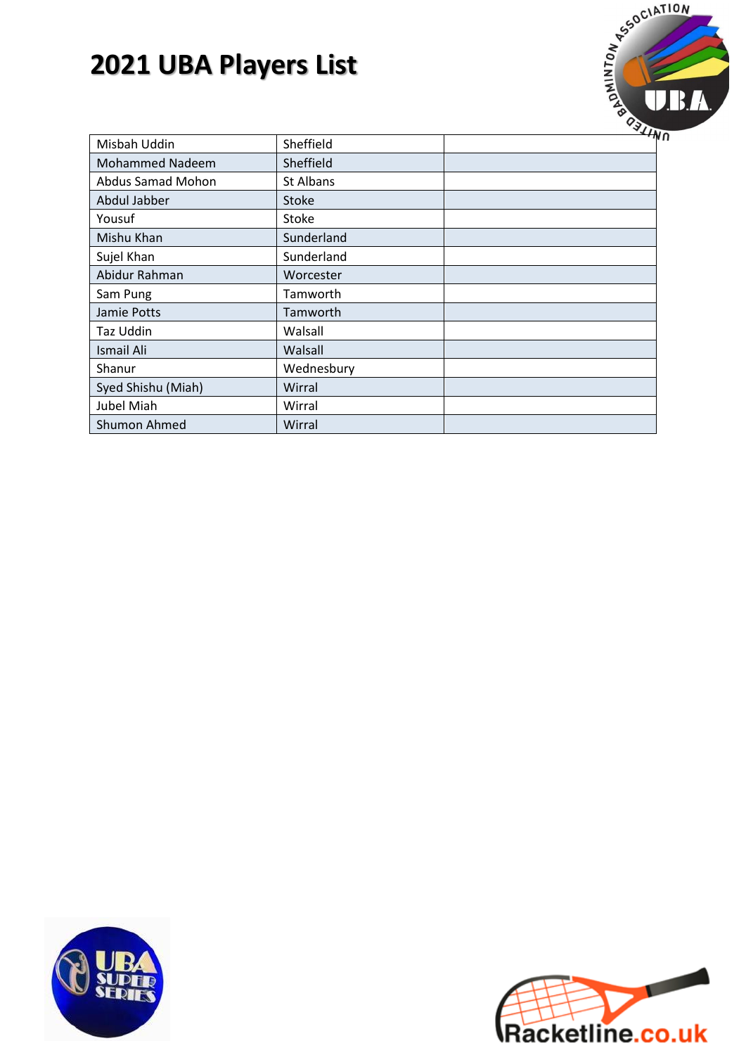# 2021 UBA Players List

| | | |
|---|---|---|
| Misbah Uddin | Sheffield | |
| Mohammed Nadeem | Sheffield | |
| Abdus Samad Mohon | St Albans | |
| Abdul Jabber | Stoke | |
| Yousuf | Stoke | |
| Mishu Khan | Sunderland | |
| Sujel Khan | Sunderland | |
| Abidur Rahman | Worcester | |
| Sam Pung | Tamworth | |
| Jamie Potts | Tamworth | |
| Taz Uddin | Walsall | |
| Ismail Ali | Walsall | |
| Shanur | Wednesbury | |
| Syed Shishu (Miah) | Wirral | |
| Jubel Miah | Wirral | |
| Shumon Ahmed | Wirral | |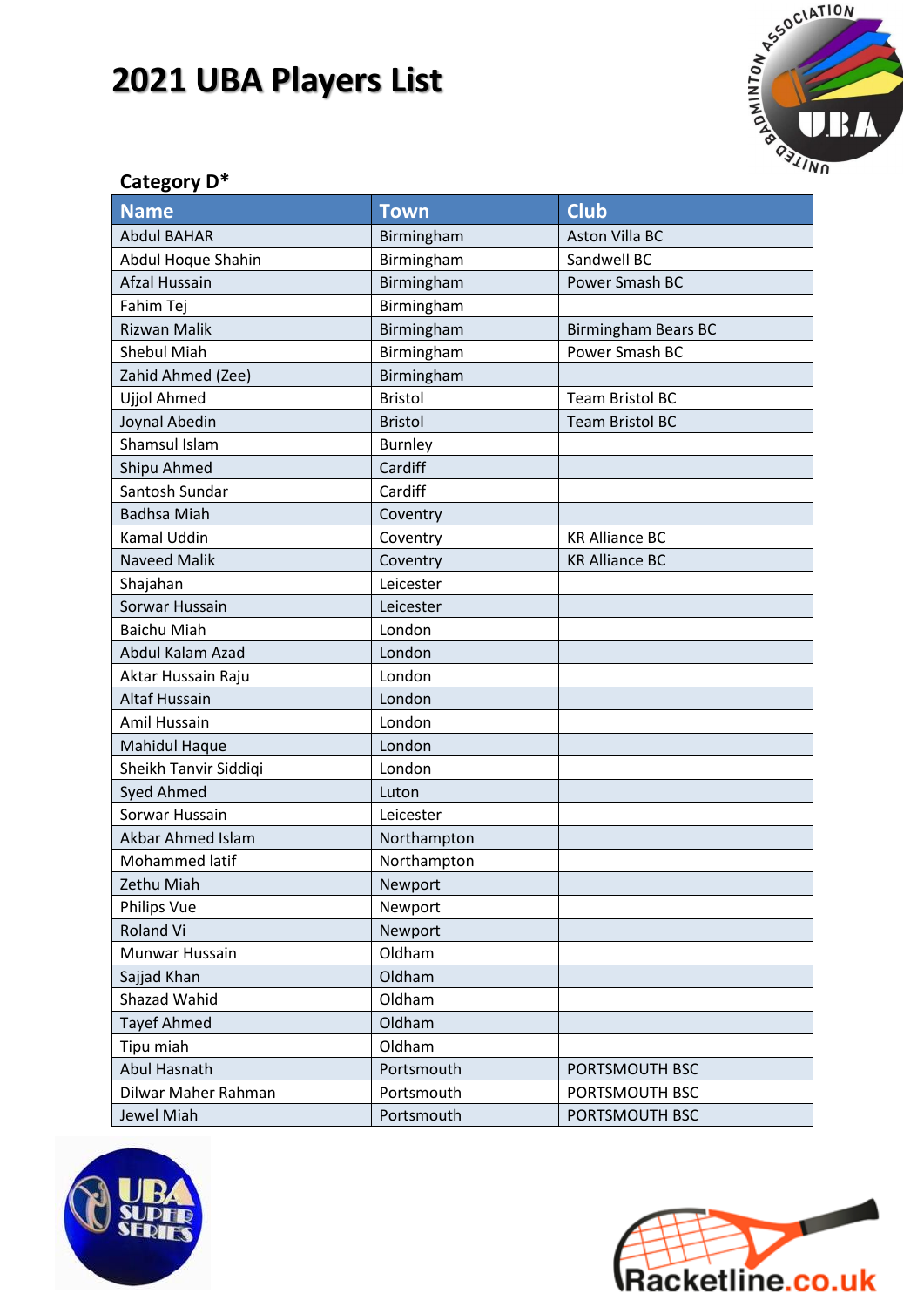# 2021 UBA Players List

## Category D*

| Name | Town | Club |
|---|---|---|
| Abdul BAHAR | Birmingham | Aston Villa BC |
| Abdul Hoque Shahin | Birmingham | Sandwell BC |
| Afzal Hussain | Birmingham | Power Smash BC |
| Fahim Tej | Birmingham | |
| Rizwan Malik | Birmingham | Birmingham Bears BC |
| Shebul Miah | Birmingham | Power Smash BC |
| Zahid Ahmed (Zee) | Birmingham | |
| Ujjol Ahmed | Bristol | Team Bristol BC |
| Joynal Abedin | Bristol | Team Bristol BC |
| Shamsul Islam | Burnley | |
| Shipu Ahmed | Cardiff | |
| Santosh Sundar | Cardiff | |
| Badhsa Miah | Coventry | |
| Kamal Uddin | Coventry | KR Alliance BC |
| Naveed Malik | Coventry | KR Alliance BC |
| Shajahan | Leicester | |
| Sorwar Hussain | Leicester | |
| Baichu Miah | London | |
| Abdul Kalam Azad | London | |
| Aktar Hussain Raju | London | |
| Altaf Hussain | London | |
| Amil Hussain | London | |
| Mahidul Haque | London | |
| Sheikh Tanvir Siddiqi | London | |
| Syed Ahmed | Luton | |
| Sorwar Hussain | Leicester | |
| Akbar Ahmed Islam | Northampton | |
| Mohammed latif | Northampton | |
| Zethu Miah | Newport | |
| Philips Vue | Newport | |
| Roland Vi | Newport | |
| Munwar Hussain | Oldham | |
| Sajjad Khan | Oldham | |
| Shazad Wahid | Oldham | |
| Tayef Ahmed | Oldham | |
| Tipu miah | Oldham | |
| Abul Hasnath | Portsmouth | PORTSMOUTH BSC |
| Dilwar Maher Rahman | Portsmouth | PORTSMOUTH BSC |
| Jewel Miah | Portsmouth | PORTSMOUTH BSC |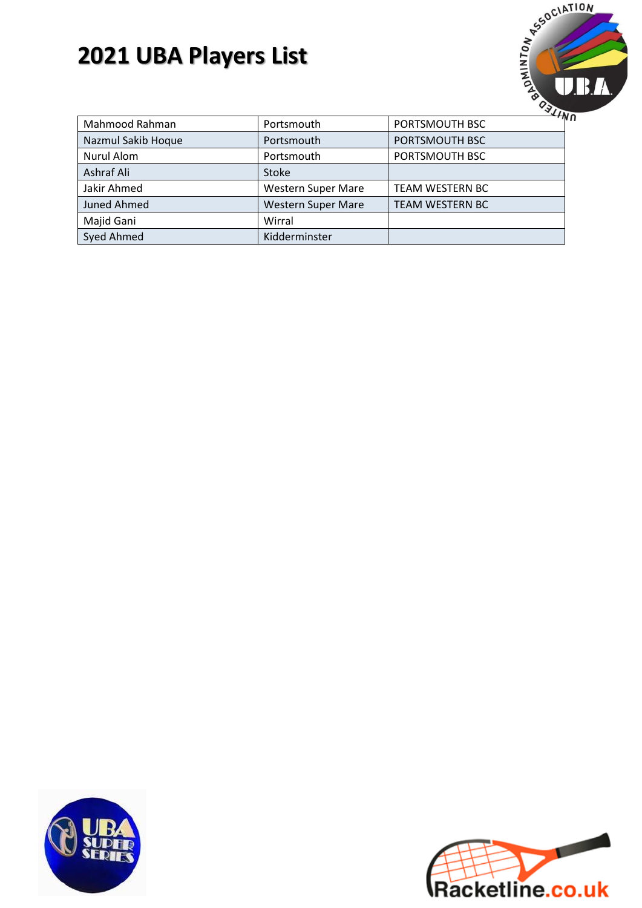# 2021 UBA Players List

| | | |
|---|---|---|
| Mahmood Rahman | Portsmouth | PORTSMOUTH BSC |
| Nazmul Sakib Hoque | Portsmouth | PORTSMOUTH BSC |
| Nurul Alom | Portsmouth | PORTSMOUTH BSC |
| Ashraf Ali | Stoke | |
| Jakir Ahmed | Western Super Mare | TEAM WESTERN BC |
| Juned Ahmed | Western Super Mare | TEAM WESTERN BC |
| Majid Gani | Wirral | |
| Syed Ahmed | Kidderminster | |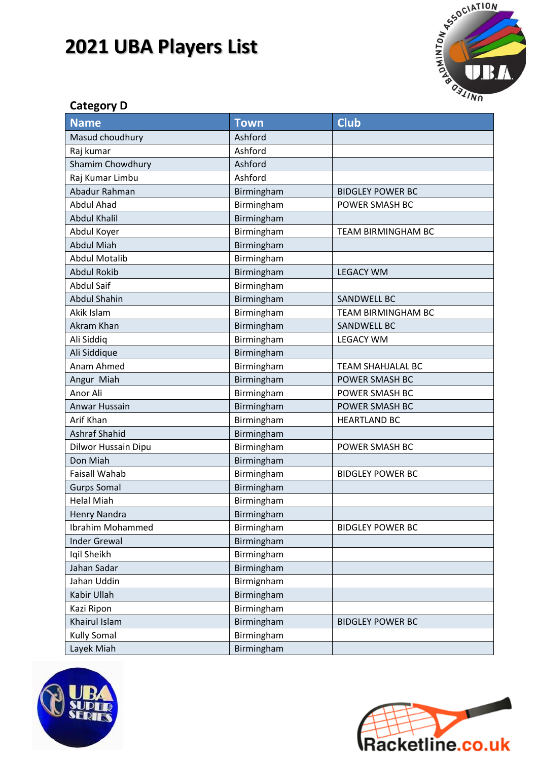# 2021 UBA Players List

## Category D

| Name | Town | Club |
|---|---|---|
| Masud choudhury | Ashford | |
| Raj kumar | Ashford | |
| Shamim Chowdhury | Ashford | |
| Raj Kumar Limbu | Ashford | |
| Abadur Rahman | Birmingham | BIDGLEY POWER BC |
| Abdul Ahad | Birmingham | POWER SMASH BC |
| Abdul Khalil | Birmingham | |
| Abdul Koyer | Birmingham | TEAM BIRMINGHAM BC |
| Abdul Miah | Birmingham | |
| Abdul Motalib | Birmingham | |
| Abdul Rokib | Birmingham | LEGACY WM |
| Abdul Saif | Birmingham | |
| Abdul Shahin | Birmingham | SANDWELL BC |
| Akik Islam | Birmingham | TEAM BIRMINGHAM BC |
| Akram Khan | Birmingham | SANDWELL BC |
| Ali Siddiq | Birmingham | LEGACY WM |
| Ali Siddique | Birmingham | |
| Anam Ahmed | Birmingham | TEAM SHAHJALAL BC |
| Angur Miah | Birmingham | POWER SMASH BC |
| Anor Ali | Birmingham | POWER SMASH BC |
| Anwar Hussain | Birmingham | POWER SMASH BC |
| Arif Khan | Birmingham | HEARTLAND BC |
| Ashraf Shahid | Birmingham | |
| Dilwor Hussain Dipu | Birmingham | POWER SMASH BC |
| Don Miah | Birmingham | |
| Faisall Wahab | Birmingham | BIDGLEY POWER BC |
| Gurps Somal | Birmingham | |
| Helal Miah | Birmingham | |
| Henry Nandra | Birmingham | |
| Ibrahim Mohammed | Birmingham | BIDGLEY POWER BC |
| Inder Grewal | Birmingham | |
| Iqil Sheikh | Birmingham | |
| Jahan Sadar | Birmingham | |
| Jahan Uddin | Birmignham | |
| Kabir Ullah | Birmingham | |
| Kazi Ripon | Birmingham | |
| Khairul Islam | Birmingham | BIDGLEY POWER BC |
| Kully Somal | Birmingham | |
| Layek Miah | Birmingham | |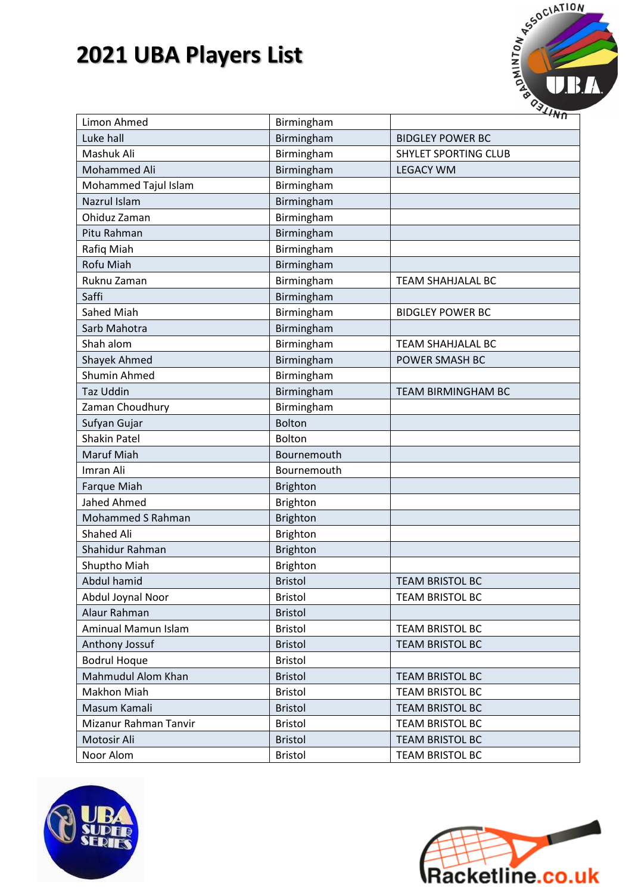# 2021 UBA Players List

| | | |
|---|---|---|
| Limon Ahmed | Birmingham | |
| Luke hall | Birmingham | BIDGLEY POWER BC |
| Mashuk Ali | Birmingham | SHYLET SPORTING CLUB |
| Mohammed Ali | Birmingham | LEGACY WM |
| Mohammed Tajul Islam | Birmingham | |
| Nazrul Islam | Birmingham | |
| Ohiduz Zaman | Birmingham | |
| Pitu Rahman | Birmingham | |
| Rafiq Miah | Birmingham | |
| Rofu Miah | Birmingham | |
| Ruknu Zaman | Birmingham | TEAM SHAHJALAL BC |
| Saffi | Birmingham | |
| Sahed Miah | Birmingham | BIDGLEY POWER BC |
| Sarb Mahotra | Birmingham | |
| Shah alom | Birmingham | TEAM SHAHJALAL BC |
| Shayek Ahmed | Birmingham | POWER SMASH BC |
| Shumin Ahmed | Birmingham | |
| Taz Uddin | Birmingham | TEAM BIRMINGHAM BC |
| Zaman Choudhury | Birmingham | |
| Sufyan Gujar | Bolton | |
| Shakin Patel | Bolton | |
| Maruf Miah | Bournemouth | |
| Imran Ali | Bournemouth | |
| Farque Miah | Brighton | |
| Jahed Ahmed | Brighton | |
| Mohammed S Rahman | Brighton | |
| Shahed Ali | Brighton | |
| Shahidur Rahman | Brighton | |
| Shuptho Miah | Brighton | |
| Abdul hamid | Bristol | TEAM BRISTOL BC |
| Abdul Joynal Noor | Bristol | TEAM BRISTOL BC |
| Alaur Rahman | Bristol | |
| Aminual Mamun Islam | Bristol | TEAM BRISTOL BC |
| Anthony Jossuf | Bristol | TEAM BRISTOL BC |
| Bodrul Hoque | Bristol | |
| Mahmudul Alom Khan | Bristol | TEAM BRISTOL BC |
| Makhon Miah | Bristol | TEAM BRISTOL BC |
| Masum Kamali | Bristol | TEAM BRISTOL BC |
| Mizanur Rahman Tanvir | Bristol | TEAM BRISTOL BC |
| Motosir Ali | Bristol | TEAM BRISTOL BC |
| Noor Alom | Bristol | TEAM BRISTOL BC |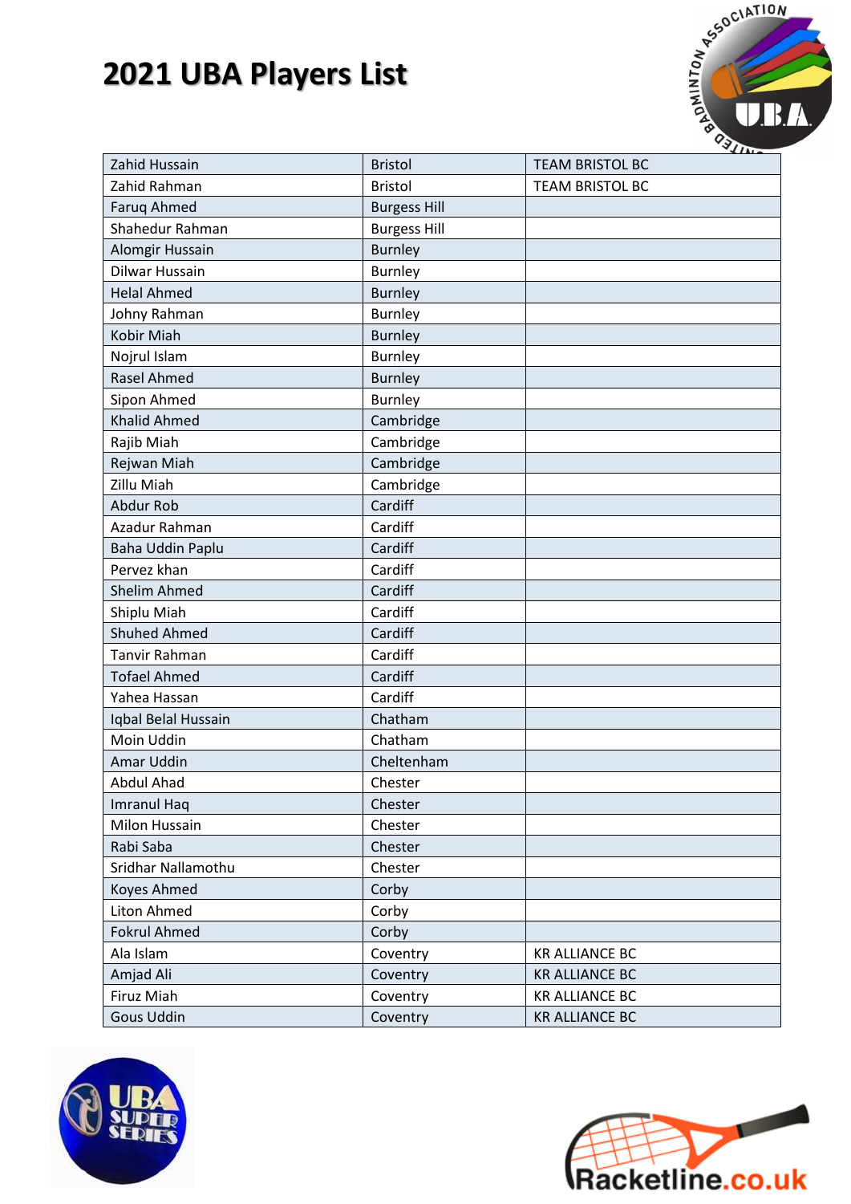# 2021 UBA Players List

| | | |
|---|---|---|
| Zahid Hussain | Bristol | TEAM BRISTOL BC |
| Zahid Rahman | Bristol | TEAM BRISTOL BC |
| Faruq Ahmed | Burgess Hill | |
| Shahedur Rahman | Burgess Hill | |
| Alomgir Hussain | Burnley | |
| Dilwar Hussain | Burnley | |
| Helal Ahmed | Burnley | |
| Johny Rahman | Burnley | |
| Kobir Miah | Burnley | |
| Nojrul Islam | Burnley | |
| Rasel Ahmed | Burnley | |
| Sipon Ahmed | Burnley | |
| Khalid Ahmed | Cambridge | |
| Rajib Miah | Cambridge | |
| Rejwan Miah | Cambridge | |
| Zillu Miah | Cambridge | |
| Abdur Rob | Cardiff | |
| Azadur Rahman | Cardiff | |
| Baha Uddin Paplu | Cardiff | |
| Pervez khan | Cardiff | |
| Shelim Ahmed | Cardiff | |
| Shiplu Miah | Cardiff | |
| Shuhed Ahmed | Cardiff | |
| Tanvir Rahman | Cardiff | |
| Tofael Ahmed | Cardiff | |
| Yahea Hassan | Cardiff | |
| Iqbal Belal Hussain | Chatham | |
| Moin Uddin | Chatham | |
| Amar Uddin | Cheltenham | |
| Abdul Ahad | Chester | |
| Imranul Haq | Chester | |
| Milon Hussain | Chester | |
| Rabi Saba | Chester | |
| Sridhar Nallamothu | Chester | |
| Koyes Ahmed | Corby | |
| Liton Ahmed | Corby | |
| Fokrul Ahmed | Corby | |
| Ala Islam | Coventry | KR ALLIANCE BC |
| Amjad Ali | Coventry | KR ALLIANCE BC |
| Firuz Miah | Coventry | KR ALLIANCE BC |
| Gous Uddin | Coventry | KR ALLIANCE BC |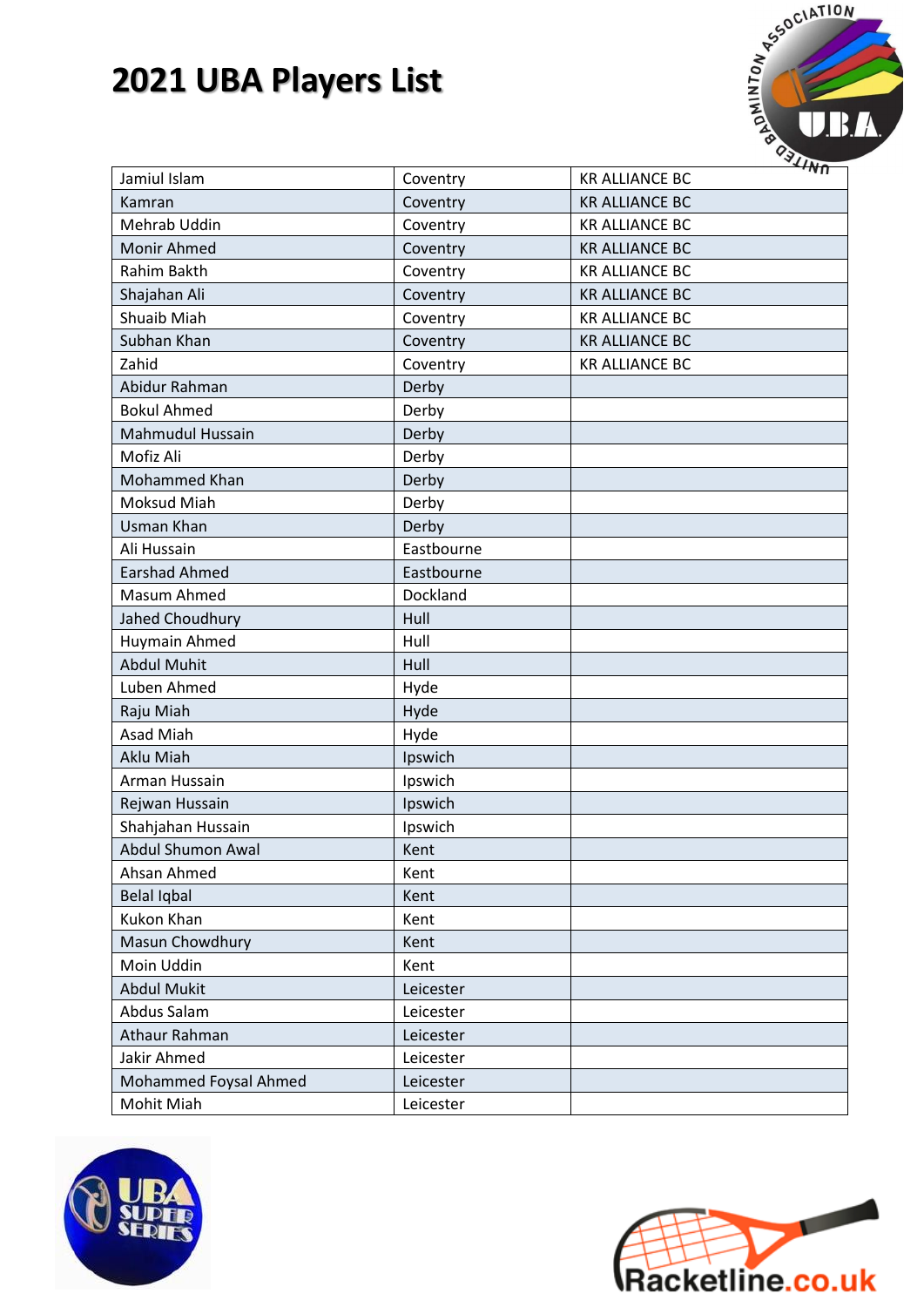# 2021 UBA Players List

| | | |
|---|---|---|
| Jamiul Islam | Coventry | KR ALLIANCE BC |
| Kamran | Coventry | KR ALLIANCE BC |
| Mehrab Uddin | Coventry | KR ALLIANCE BC |
| Monir Ahmed | Coventry | KR ALLIANCE BC |
| Rahim Bakth | Coventry | KR ALLIANCE BC |
| Shajahan Ali | Coventry | KR ALLIANCE BC |
| Shuaib Miah | Coventry | KR ALLIANCE BC |
| Subhan Khan | Coventry | KR ALLIANCE BC |
| Zahid | Coventry | KR ALLIANCE BC |
| Abidur Rahman | Derby | |
| Bokul Ahmed | Derby | |
| Mahmudul Hussain | Derby | |
| Mofiz Ali | Derby | |
| Mohammed Khan | Derby | |
| Moksud Miah | Derby | |
| Usman Khan | Derby | |
| Ali Hussain | Eastbourne | |
| Earshad Ahmed | Eastbourne | |
| Masum Ahmed | Dockland | |
| Jahed Choudhury | Hull | |
| Huymain Ahmed | Hull | |
| Abdul Muhit | Hull | |
| Luben Ahmed | Hyde | |
| Raju Miah | Hyde | |
| Asad Miah | Hyde | |
| Aklu Miah | Ipswich | |
| Arman Hussain | Ipswich | |
| Rejwan Hussain | Ipswich | |
| Shahjahan Hussain | Ipswich | |
| Abdul Shumon Awal | Kent | |
| Ahsan Ahmed | Kent | |
| Belal Iqbal | Kent | |
| Kukon Khan | Kent | |
| Masun Chowdhury | Kent | |
| Moin Uddin | Kent | |
| Abdul Mukit | Leicester | |
| Abdus Salam | Leicester | |
| Athaur Rahman | Leicester | |
| Jakir Ahmed | Leicester | |
| Mohammed Foysal Ahmed | Leicester | |
| Mohit Miah | Leicester | |

Racketline.co.uk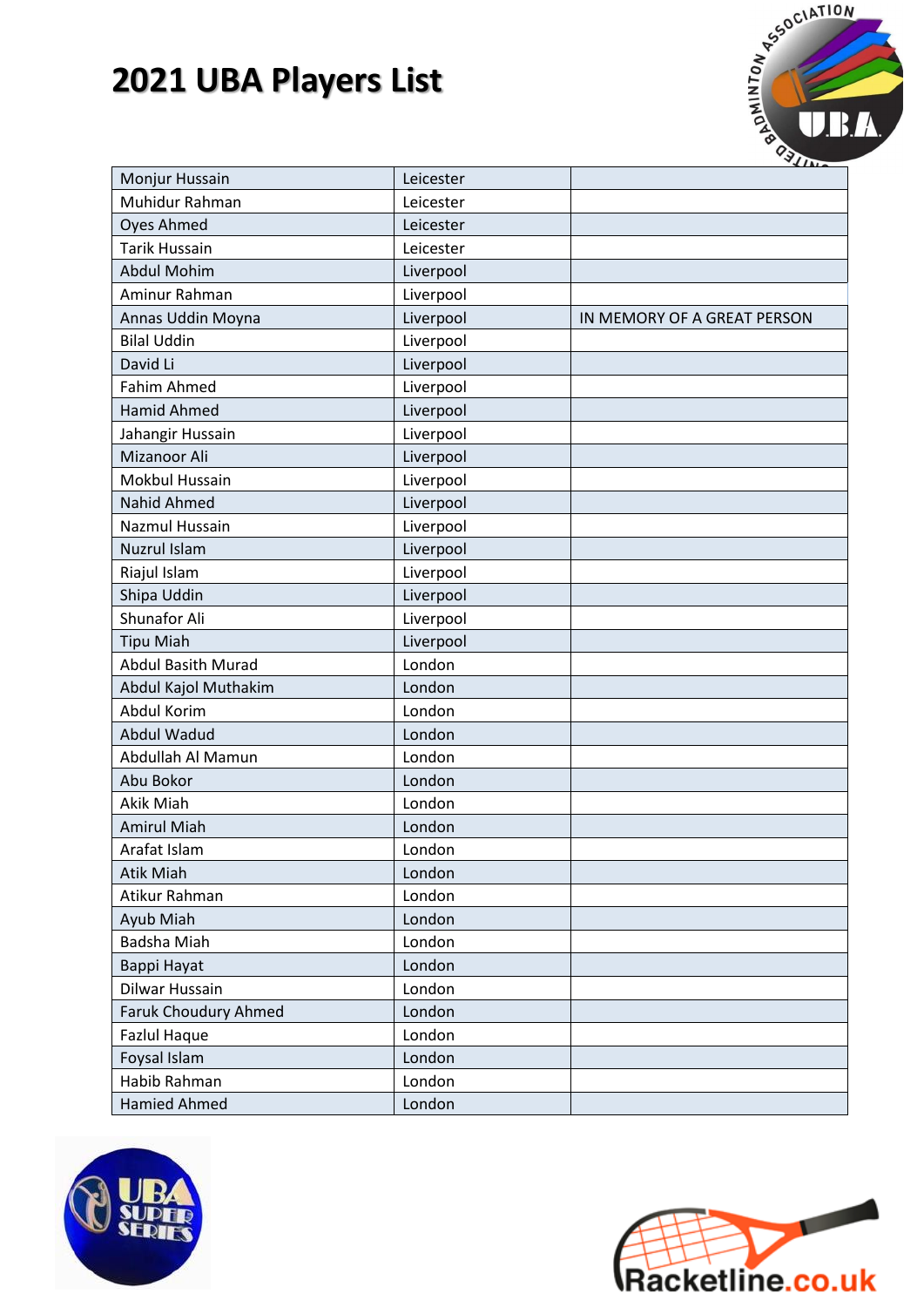# 2021 UBA Players List

| | | |
|---|---|---|
| Monjur Hussain | Leicester | |
| Muhidur Rahman | Leicester | |
| Oyes Ahmed | Leicester | |
| Tarik Hussain | Leicester | |
| Abdul Mohim | Liverpool | |
| Aminur Rahman | Liverpool | |
| Annas Uddin Moyna | Liverpool | IN MEMORY OF A GREAT PERSON |
| Bilal Uddin | Liverpool | |
| David Li | Liverpool | |
| Fahim Ahmed | Liverpool | |
| Hamid Ahmed | Liverpool | |
| Jahangir Hussain | Liverpool | |
| Mizanoor Ali | Liverpool | |
| Mokbul Hussain | Liverpool | |
| Nahid Ahmed | Liverpool | |
| Nazmul Hussain | Liverpool | |
| Nuzrul Islam | Liverpool | |
| Riajul Islam | Liverpool | |
| Shipa Uddin | Liverpool | |
| Shunafor Ali | Liverpool | |
| Tipu Miah | Liverpool | |
| Abdul Basith Murad | London | |
| Abdul Kajol Muthakim | London | |
| Abdul Korim | London | |
| Abdul Wadud | London | |
| Abdullah Al Mamun | London | |
| Abu Bokor | London | |
| Akik Miah | London | |
| Amirul Miah | London | |
| Arafat Islam | London | |
| Atik Miah | London | |
| Atikur Rahman | London | |
| Ayub Miah | London | |
| Badsha Miah | London | |
| Bappi Hayat | London | |
| Dilwar Hussain | London | |
| Faruk Choudury Ahmed | London | |
| Fazlul Haque | London | |
| Foysal Islam | London | |
| Habib Rahman | London | |
| Hamied Ahmed | London | |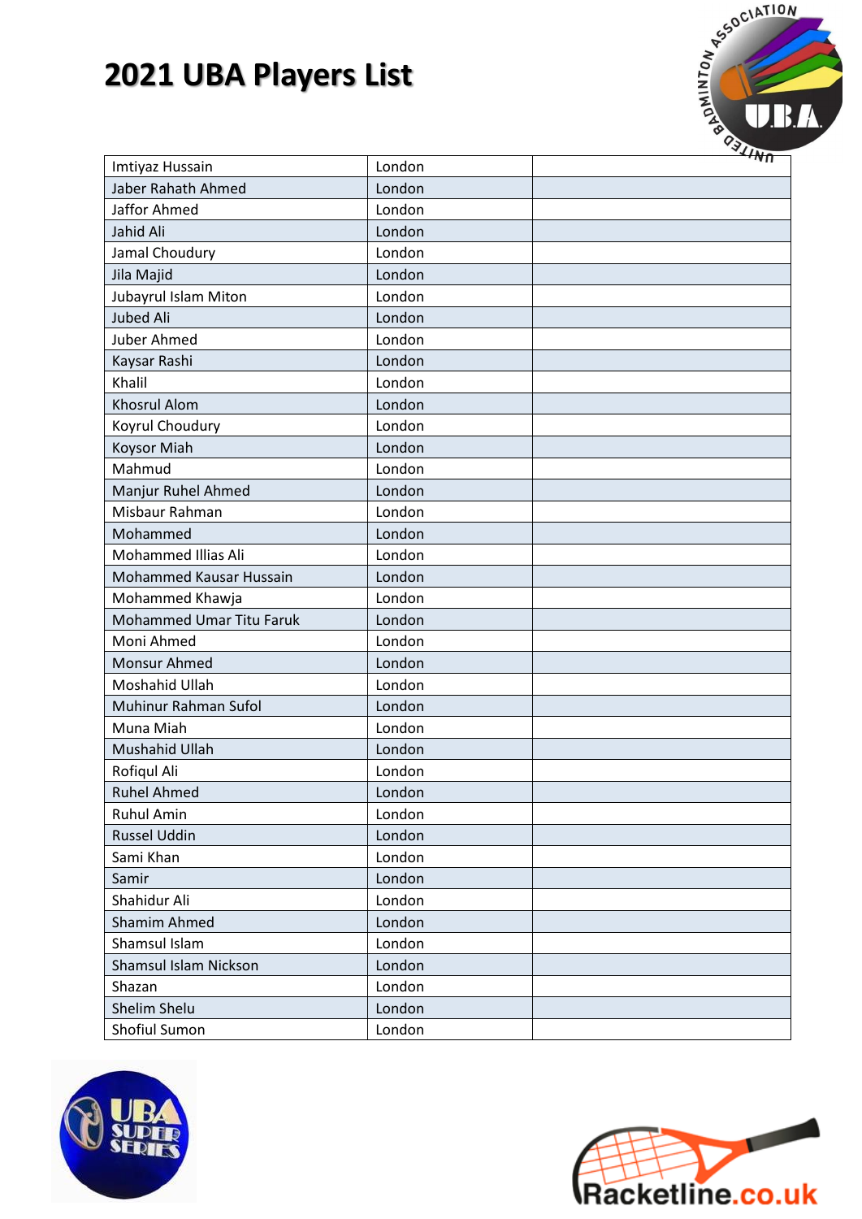# 2021 UBA Players List

| Imtiyaz Hussain | London | |
|---|---|---|
| Jaber Rahath Ahmed | London | |
| Jaffor Ahmed | London | |
| Jahid Ali | London | |
| Jamal Choudury | London | |
| Jila Majid | London | |
| Jubayrul Islam Miton | London | |
| Jubed Ali | London | |
| Juber Ahmed | London | |
| Kaysar Rashi | London | |
| Khalil | London | |
| Khosrul Alom | London | |
| Koyrul Choudury | London | |
| Koysor Miah | London | |
| Mahmud | London | |
| Manjur Ruhel Ahmed | London | |
| Misbaur Rahman | London | |
| Mohammed | London | |
| Mohammed Illias Ali | London | |
| Mohammed Kausar Hussain | London | |
| Mohammed Khawja | London | |
| Mohammed Umar Titu Faruk | London | |
| Moni Ahmed | London | |
| Monsur Ahmed | London | |
| Moshahid Ullah | London | |
| Muhinur Rahman Sufol | London | |
| Muna Miah | London | |
| Mushahid Ullah | London | |
| Rofiqul Ali | London | |
| Ruhel Ahmed | London | |
| Ruhul Amin | London | |
| Russel Uddin | London | |
| Sami Khan | London | |
| Samir | London | |
| Shahidur Ali | London | |
| Shamim Ahmed | London | |
| Shamsul Islam | London | |
| Shamsul Islam Nickson | London | |
| Shazan | London | |
| Shelim Shelu | London | |
| Shofiul Sumon | London | |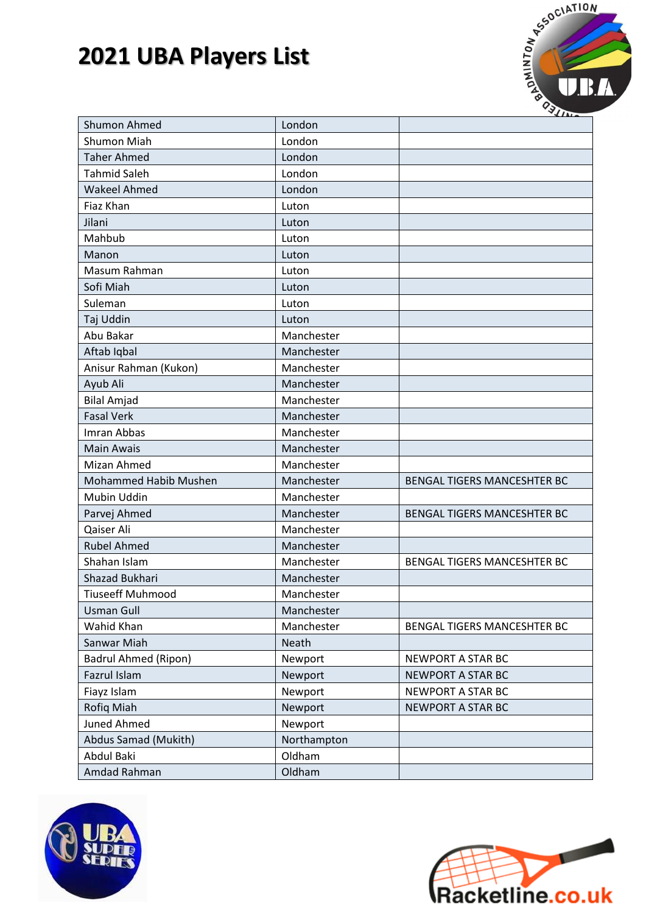# 2021 UBA Players List

| | | |
|---|---|---|
| Shumon Ahmed | London | |
| Shumon Miah | London | |
| Taher Ahmed | London | |
| Tahmid Saleh | London | |
| Wakeel Ahmed | London | |
| Fiaz Khan | Luton | |
| Jilani | Luton | |
| Mahbub | Luton | |
| Manon | Luton | |
| Masum Rahman | Luton | |
| Sofi Miah | Luton | |
| Suleman | Luton | |
| Taj Uddin | Luton | |
| Abu Bakar | Manchester | |
| Aftab Iqbal | Manchester | |
| Anisur Rahman (Kukon) | Manchester | |
| Ayub Ali | Manchester | |
| Bilal Amjad | Manchester | |
| Fasal Verk | Manchester | |
| Imran Abbas | Manchester | |
| Main Awais | Manchester | |
| Mizan Ahmed | Manchester | |
| Mohammed Habib Mushen | Manchester | BENGAL TIGERS MANCESHTER BC |
| Mubin Uddin | Manchester | |
| Parvej Ahmed | Manchester | BENGAL TIGERS MANCESHTER BC |
| Qaiser Ali | Manchester | |
| Rubel Ahmed | Manchester | |
| Shahan Islam | Manchester | BENGAL TIGERS MANCESHTER BC |
| Shazad Bukhari | Manchester | |
| Tiuseeff Muhmood | Manchester | |
| Usman Gull | Manchester | |
| Wahid Khan | Manchester | BENGAL TIGERS MANCESHTER BC |
| Sanwar Miah | Neath | |
| Badrul Ahmed (Ripon) | Newport | NEWPORT A STAR BC |
| Fazrul Islam | Newport | NEWPORT A STAR BC |
| Fiayz Islam | Newport | NEWPORT A STAR BC |
| Rofiq Miah | Newport | NEWPORT A STAR BC |
| Juned Ahmed | Newport | |
| Abdus Samad (Mukith) | Northampton | |
| Abdul Baki | Oldham | |
| Amdad Rahman | Oldham | |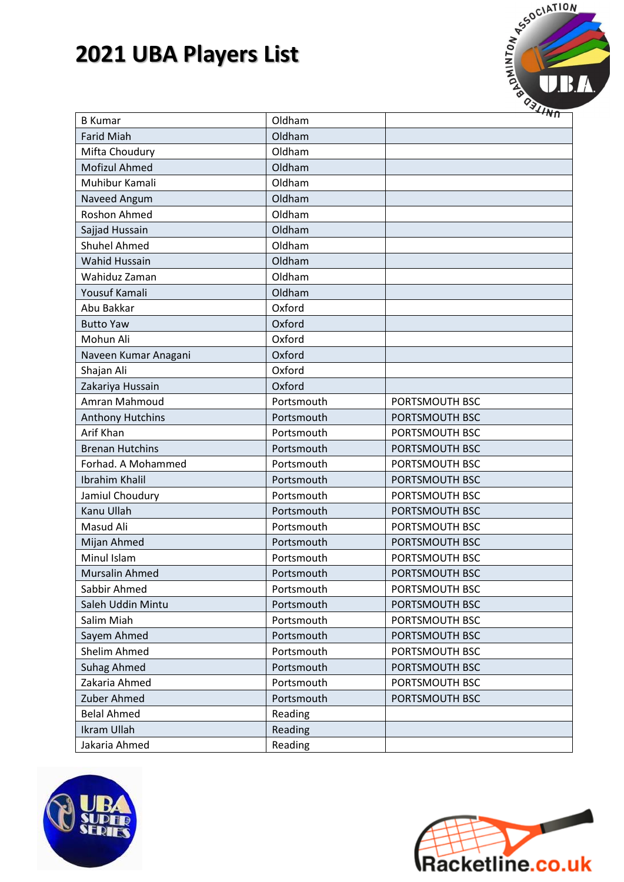# 2021 UBA Players List

| | | |
|---|---|---|
| B Kumar | Oldham | |
| Farid Miah | Oldham | |
| Mifta Choudury | Oldham | |
| Mofizul Ahmed | Oldham | |
| Muhibur Kamali | Oldham | |
| Naveed Angum | Oldham | |
| Roshon Ahmed | Oldham | |
| Sajjad Hussain | Oldham | |
| Shuhel Ahmed | Oldham | |
| Wahid Hussain | Oldham | |
| Wahiduz Zaman | Oldham | |
| Yousuf Kamali | Oldham | |
| Abu Bakkar | Oxford | |
| Butto Yaw | Oxford | |
| Mohun Ali | Oxford | |
| Naveen Kumar Anagani | Oxford | |
| Shajan Ali | Oxford | |
| Zakariya Hussain | Oxford | |
| Amran Mahmoud | Portsmouth | PORTSMOUTH BSC |
| Anthony Hutchins | Portsmouth | PORTSMOUTH BSC |
| Arif Khan | Portsmouth | PORTSMOUTH BSC |
| Brenan Hutchins | Portsmouth | PORTSMOUTH BSC |
| Forhad. A Mohammed | Portsmouth | PORTSMOUTH BSC |
| Ibrahim Khalil | Portsmouth | PORTSMOUTH BSC |
| Jamiul Choudury | Portsmouth | PORTSMOUTH BSC |
| Kanu Ullah | Portsmouth | PORTSMOUTH BSC |
| Masud Ali | Portsmouth | PORTSMOUTH BSC |
| Mijan Ahmed | Portsmouth | PORTSMOUTH BSC |
| Minul Islam | Portsmouth | PORTSMOUTH BSC |
| Mursalin Ahmed | Portsmouth | PORTSMOUTH BSC |
| Sabbir Ahmed | Portsmouth | PORTSMOUTH BSC |
| Saleh Uddin Mintu | Portsmouth | PORTSMOUTH BSC |
| Salim Miah | Portsmouth | PORTSMOUTH BSC |
| Sayem Ahmed | Portsmouth | PORTSMOUTH BSC |
| Shelim Ahmed | Portsmouth | PORTSMOUTH BSC |
| Suhag Ahmed | Portsmouth | PORTSMOUTH BSC |
| Zakaria Ahmed | Portsmouth | PORTSMOUTH BSC |
| Zuber Ahmed | Portsmouth | PORTSMOUTH BSC |
| Belal Ahmed | Reading | |
| Ikram Ullah | Reading | |
| Jakaria Ahmed | Reading | |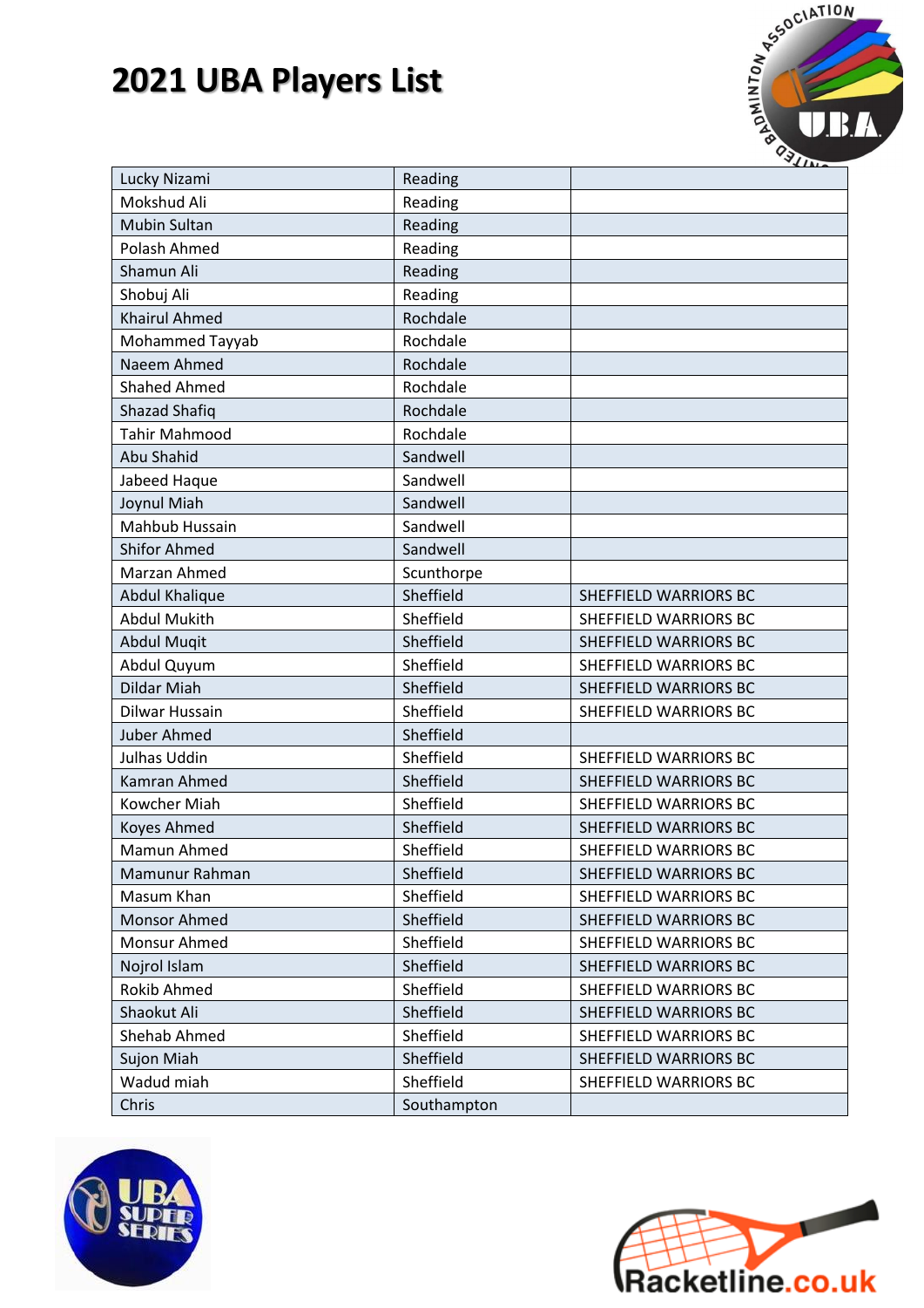# 2021 UBA Players List

| | | |
|---|---|---|
| Lucky Nizami | Reading | |
| Mokshud Ali | Reading | |
| Mubin Sultan | Reading | |
| Polash Ahmed | Reading | |
| Shamun Ali | Reading | |
| Shobuj Ali | Reading | |
| Khairul Ahmed | Rochdale | |
| Mohammed Tayyab | Rochdale | |
| Naeem Ahmed | Rochdale | |
| Shahed Ahmed | Rochdale | |
| Shazad Shafiq | Rochdale | |
| Tahir Mahmood | Rochdale | |
| Abu Shahid | Sandwell | |
| Jabeed Haque | Sandwell | |
| Joynul Miah | Sandwell | |
| Mahbub Hussain | Sandwell | |
| Shifor Ahmed | Sandwell | |
| Marzan Ahmed | Scunthorpe | |
| Abdul Khalique | Sheffield | SHEFFIELD WARRIORS BC |
| Abdul Mukith | Sheffield | SHEFFIELD WARRIORS BC |
| Abdul Muqit | Sheffield | SHEFFIELD WARRIORS BC |
| Abdul Quyum | Sheffield | SHEFFIELD WARRIORS BC |
| Dildar Miah | Sheffield | SHEFFIELD WARRIORS BC |
| Dilwar Hussain | Sheffield | SHEFFIELD WARRIORS BC |
| Juber Ahmed | Sheffield | |
| Julhas Uddin | Sheffield | SHEFFIELD WARRIORS BC |
| Kamran Ahmed | Sheffield | SHEFFIELD WARRIORS BC |
| Kowcher Miah | Sheffield | SHEFFIELD WARRIORS BC |
| Koyes Ahmed | Sheffield | SHEFFIELD WARRIORS BC |
| Mamun Ahmed | Sheffield | SHEFFIELD WARRIORS BC |
| Mamunur Rahman | Sheffield | SHEFFIELD WARRIORS BC |
| Masum Khan | Sheffield | SHEFFIELD WARRIORS BC |
| Monsor Ahmed | Sheffield | SHEFFIELD WARRIORS BC |
| Monsur Ahmed | Sheffield | SHEFFIELD WARRIORS BC |
| Nojrol Islam | Sheffield | SHEFFIELD WARRIORS BC |
| Rokib Ahmed | Sheffield | SHEFFIELD WARRIORS BC |
| Shaokut Ali | Sheffield | SHEFFIELD WARRIORS BC |
| Shehab Ahmed | Sheffield | SHEFFIELD WARRIORS BC |
| Sujon Miah | Sheffield | SHEFFIELD WARRIORS BC |
| Wadud miah | Sheffield | SHEFFIELD WARRIORS BC |
| Chris | Southampton | |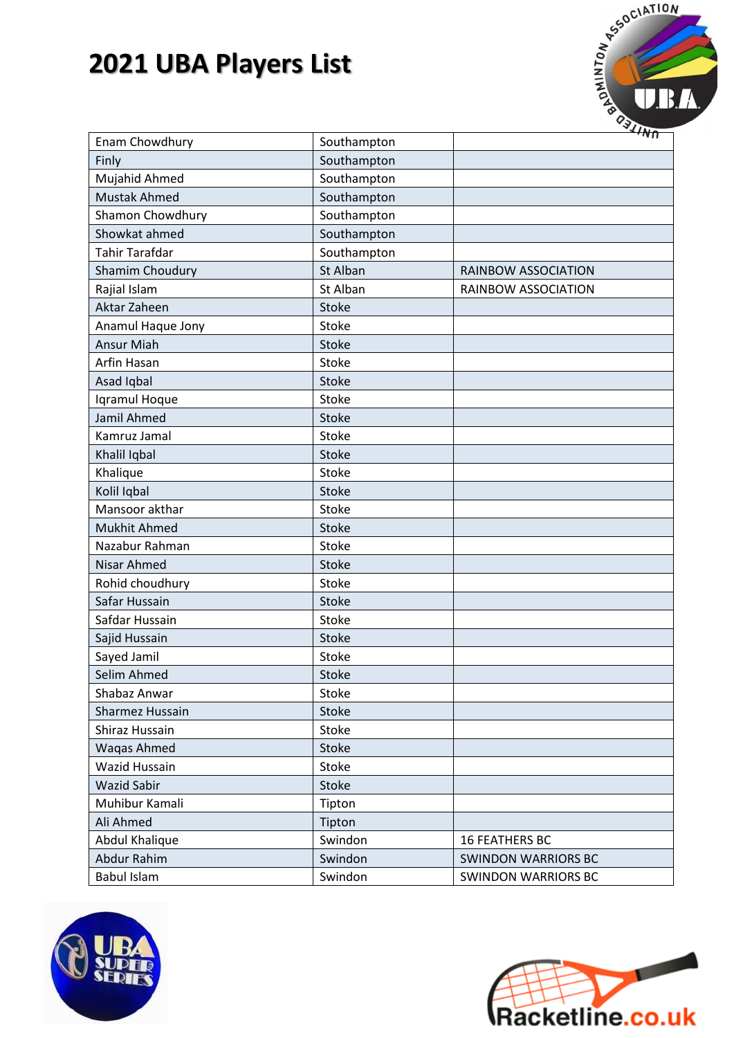# 2021 UBA Players List

| | | |
|---|---|---|
| Enam Chowdhury | Southampton | |
| Finly | Southampton | |
| Mujahid Ahmed | Southampton | |
| Mustak Ahmed | Southampton | |
| Shamon Chowdhury | Southampton | |
| Showkat ahmed | Southampton | |
| Tahir Tarafdar | Southampton | |
| Shamim Choudury | St Alban | RAINBOW ASSOCIATION |
| Rajial Islam | St Alban | RAINBOW ASSOCIATION |
| Aktar Zaheen | Stoke | |
| Anamul Haque Jony | Stoke | |
| Ansur Miah | Stoke | |
| Arfin Hasan | Stoke | |
| Asad Iqbal | Stoke | |
| Iqramul Hoque | Stoke | |
| Jamil Ahmed | Stoke | |
| Kamruz Jamal | Stoke | |
| Khalil Iqbal | Stoke | |
| Khalique | Stoke | |
| Kolil Iqbal | Stoke | |
| Mansoor akthar | Stoke | |
| Mukhit Ahmed | Stoke | |
| Nazabur Rahman | Stoke | |
| Nisar Ahmed | Stoke | |
| Rohid choudhury | Stoke | |
| Safar Hussain | Stoke | |
| Safdar Hussain | Stoke | |
| Sajid Hussain | Stoke | |
| Sayed Jamil | Stoke | |
| Selim Ahmed | Stoke | |
| Shabaz Anwar | Stoke | |
| Sharmez Hussain | Stoke | |
| Shiraz Hussain | Stoke | |
| Waqas Ahmed | Stoke | |
| Wazid Hussain | Stoke | |
| Wazid Sabir | Stoke | |
| Muhibur Kamali | Tipton | |
| Ali Ahmed | Tipton | |
| Abdul Khalique | Swindon | 16 FEATHERS BC |
| Abdur Rahim | Swindon | SWINDON WARRIORS BC |
| Babul Islam | Swindon | SWINDON WARRIORS BC |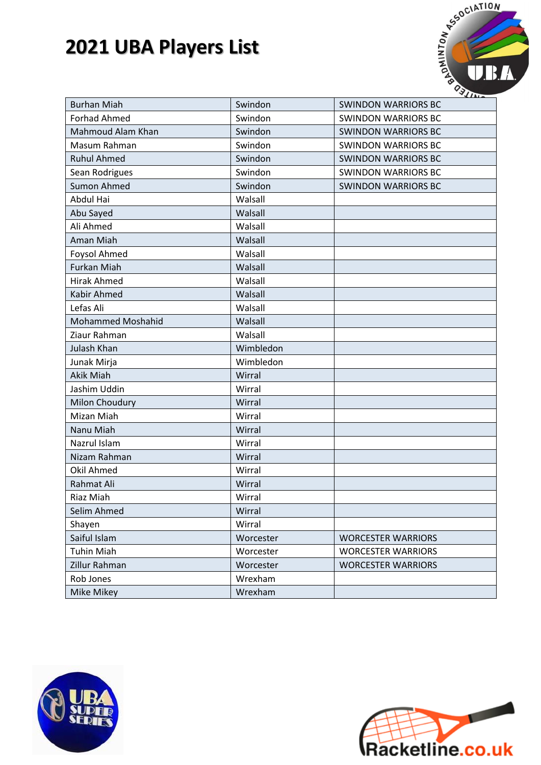# 2021 UBA Players List

| | | |
|---|---|---|
| Burhan Miah | Swindon | SWINDON WARRIORS BC |
| Forhad Ahmed | Swindon | SWINDON WARRIORS BC |
| Mahmoud Alam Khan | Swindon | SWINDON WARRIORS BC |
| Masum Rahman | Swindon | SWINDON WARRIORS BC |
| Ruhul Ahmed | Swindon | SWINDON WARRIORS BC |
| Sean Rodrigues | Swindon | SWINDON WARRIORS BC |
| Sumon Ahmed | Swindon | SWINDON WARRIORS BC |
| Abdul Hai | Walsall | |
| Abu Sayed | Walsall | |
| Ali Ahmed | Walsall | |
| Aman Miah | Walsall | |
| Foysol Ahmed | Walsall | |
| Furkan Miah | Walsall | |
| Hirak Ahmed | Walsall | |
| Kabir Ahmed | Walsall | |
| Lefas Ali | Walsall | |
| Mohammed Moshahid | Walsall | |
| Ziaur Rahman | Walsall | |
| Julash Khan | Wimbledon | |
| Junak Mirja | Wimbledon | |
| Akik Miah | Wirral | |
| Jashim Uddin | Wirral | |
| Milon Choudury | Wirral | |
| Mizan Miah | Wirral | |
| Nanu Miah | Wirral | |
| Nazrul Islam | Wirral | |
| Nizam Rahman | Wirral | |
| Okil Ahmed | Wirral | |
| Rahmat Ali | Wirral | |
| Riaz Miah | Wirral | |
| Selim Ahmed | Wirral | |
| Shayen | Wirral | |
| Saiful Islam | Worcester | WORCESTER WARRIORS |
| Tuhin Miah | Worcester | WORCESTER WARRIORS |
| Zillur Rahman | Worcester | WORCESTER WARRIORS |
| Rob Jones | Wrexham | |
| Mike Mikey | Wrexham | |